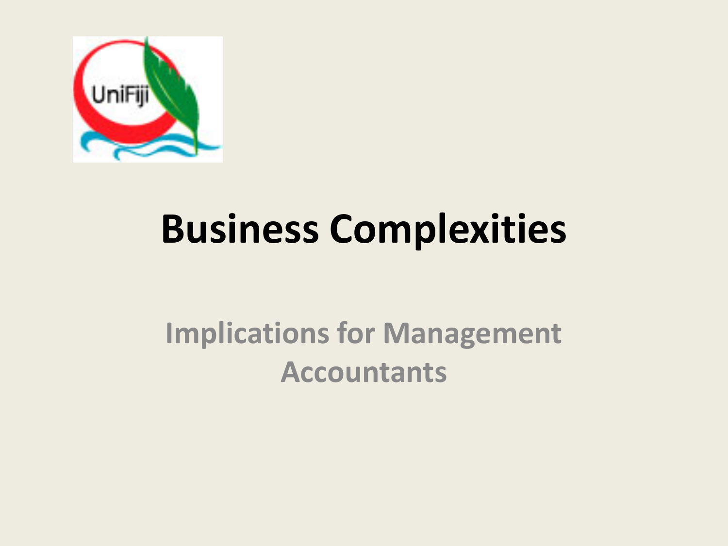# Business Complexities

## Implications for Management Accountants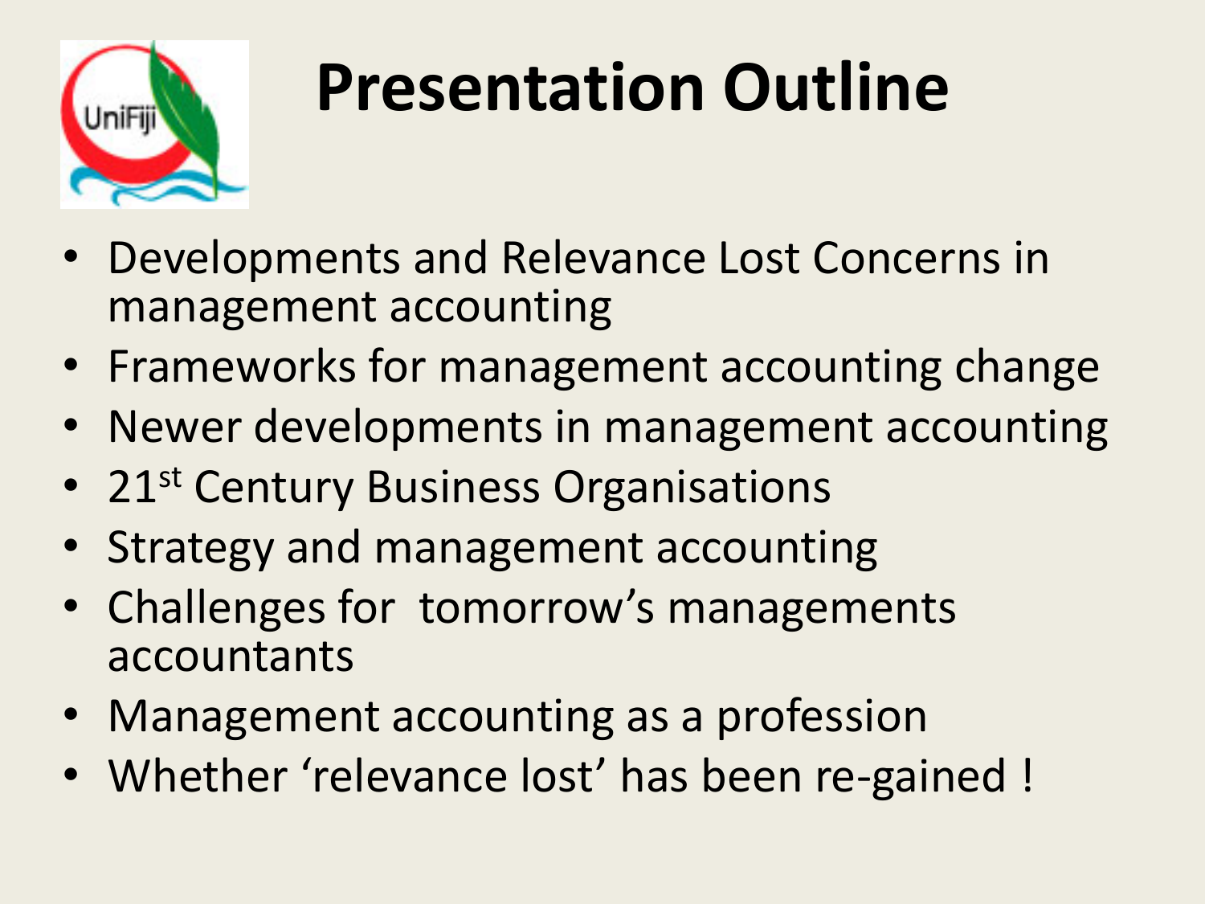# Presentation Outline

- Developments and Relevance Lost Concerns in management accounting
- Frameworks for management accounting change
- Newer developments in management accounting
- 21st Century Business Organisations
- Strategy and management accounting
- Challenges for tomorrow's managements accountants
- Management accounting as a profession
- Whether 'relevance lost' has been re-gained !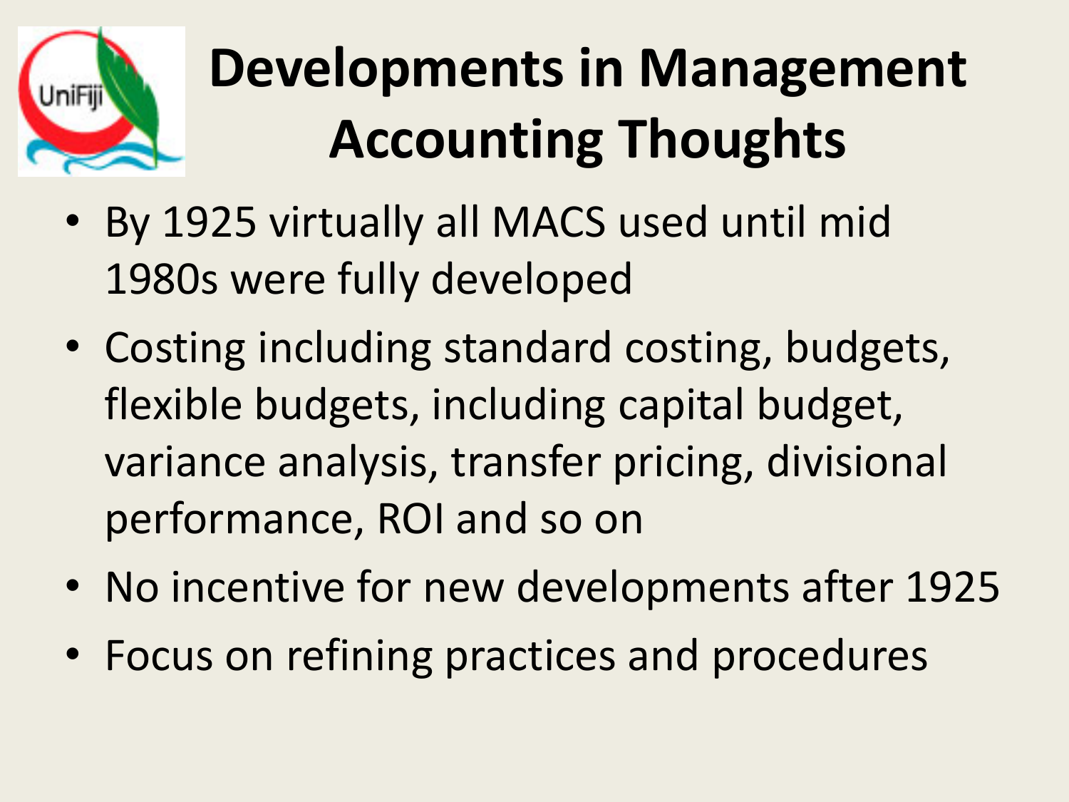# Developments in Management Accounting Thoughts

- By 1925 virtually all MACS used until mid 1980s were fully developed
- Costing including standard costing, budgets, flexible budgets, including capital budget, variance analysis, transfer pricing, divisional performance, ROI and so on
- No incentive for new developments after 1925
- Focus on refining practices and procedures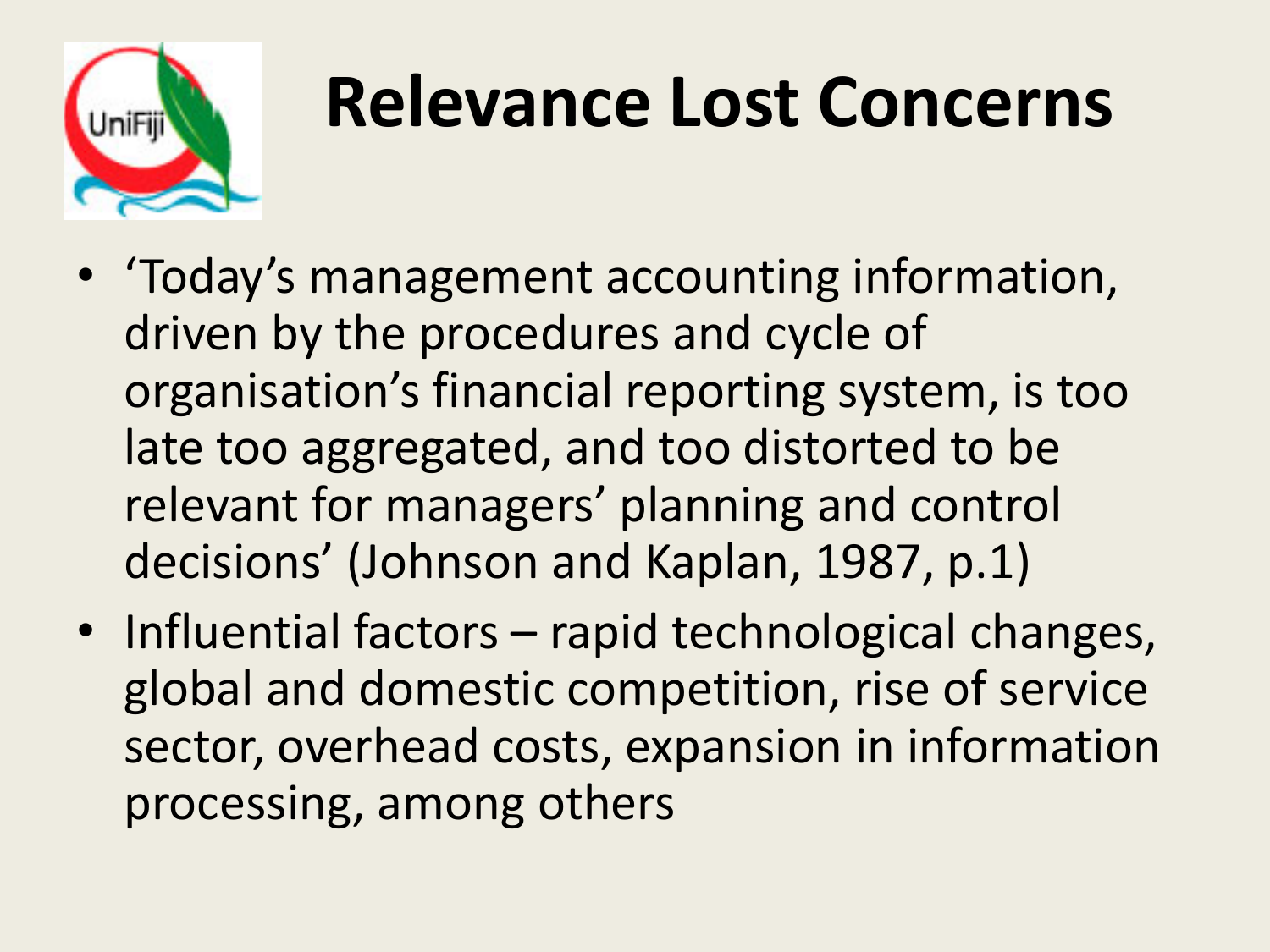# Relevance Lost Concerns

- 'Today's management accounting information, driven by the procedures and cycle of organisation's financial reporting system, is too late too aggregated, and too distorted to be relevant for managers' planning and control decisions' (Johnson and Kaplan, 1987, p.1)
- Influential factors – rapid technological changes, global and domestic competition, rise of service sector, overhead costs, expansion in information processing, among others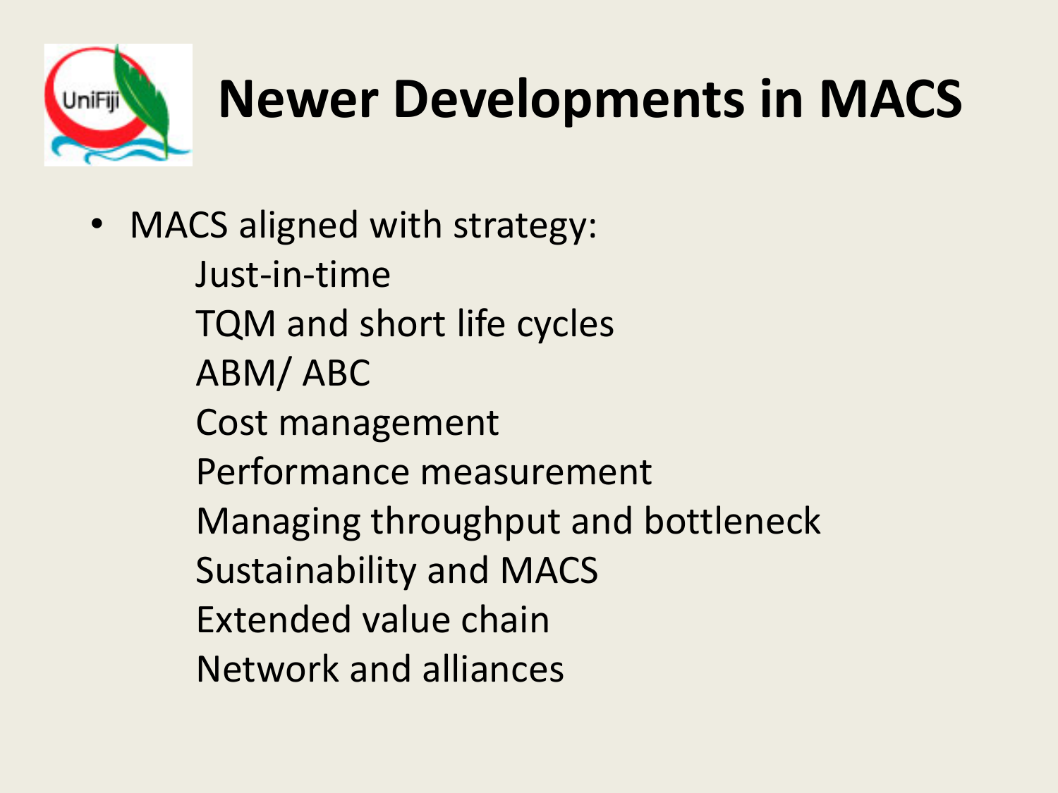# Newer Developments in MACS

- MACS aligned with strategy:
  - Just-in-time
  - TQM and short life cycles
  - ABM/ ABC
  - Cost management
  - Performance measurement
  - Managing throughput and bottleneck
  - Sustainability and MACS
  - Extended value chain
  - Network and alliances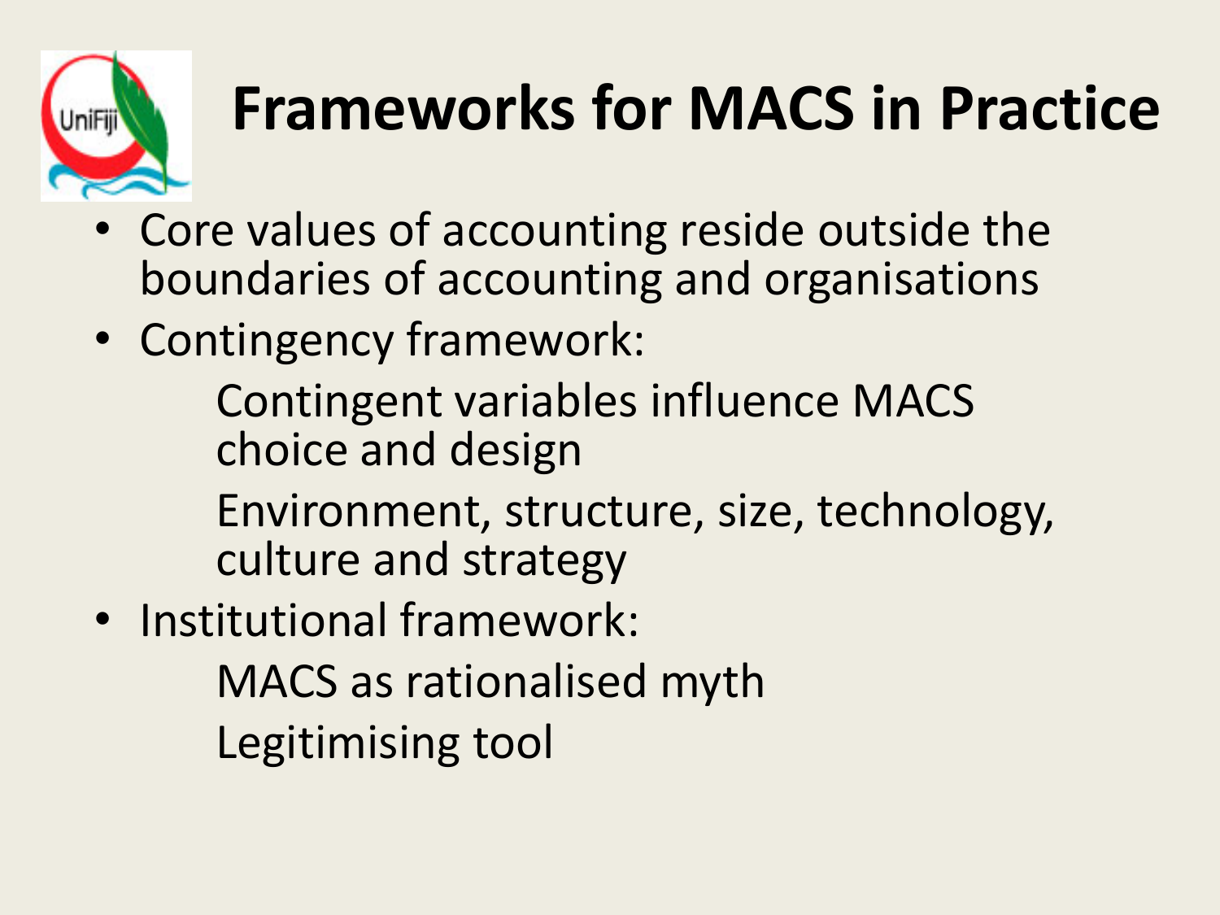# Frameworks for MACS in Practice

- Core values of accounting reside outside the boundaries of accounting and organisations
- Contingency framework:

  Contingent variables influence MACS choice and design

  Environment, structure, size, technology, culture and strategy
- Institutional framework:

  MACS as rationalised myth

  Legitimising tool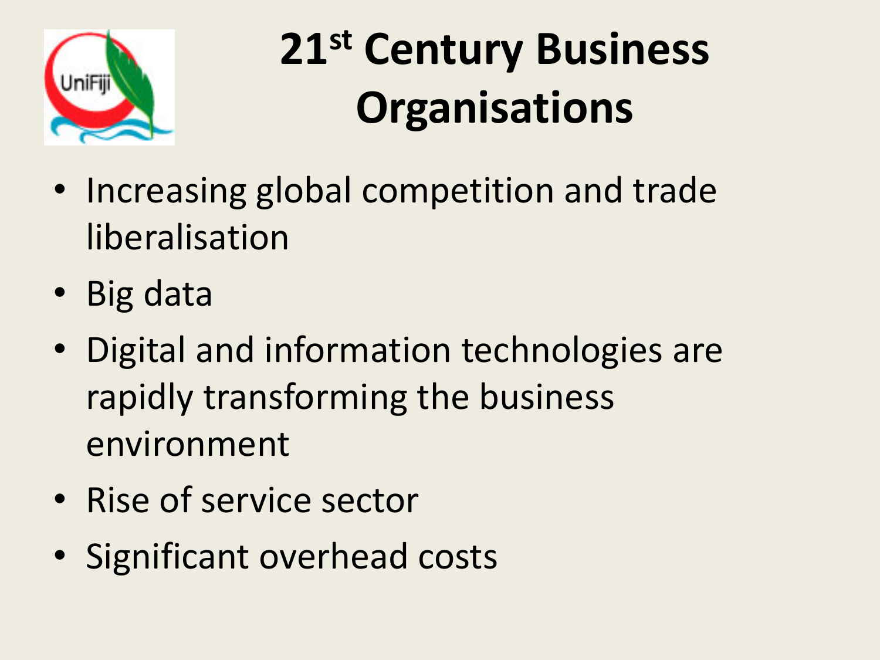# 21st Century Business Organisations

- Increasing global competition and trade liberalisation
- Big data
- Digital and information technologies are rapidly transforming the business environment
- Rise of service sector
- Significant overhead costs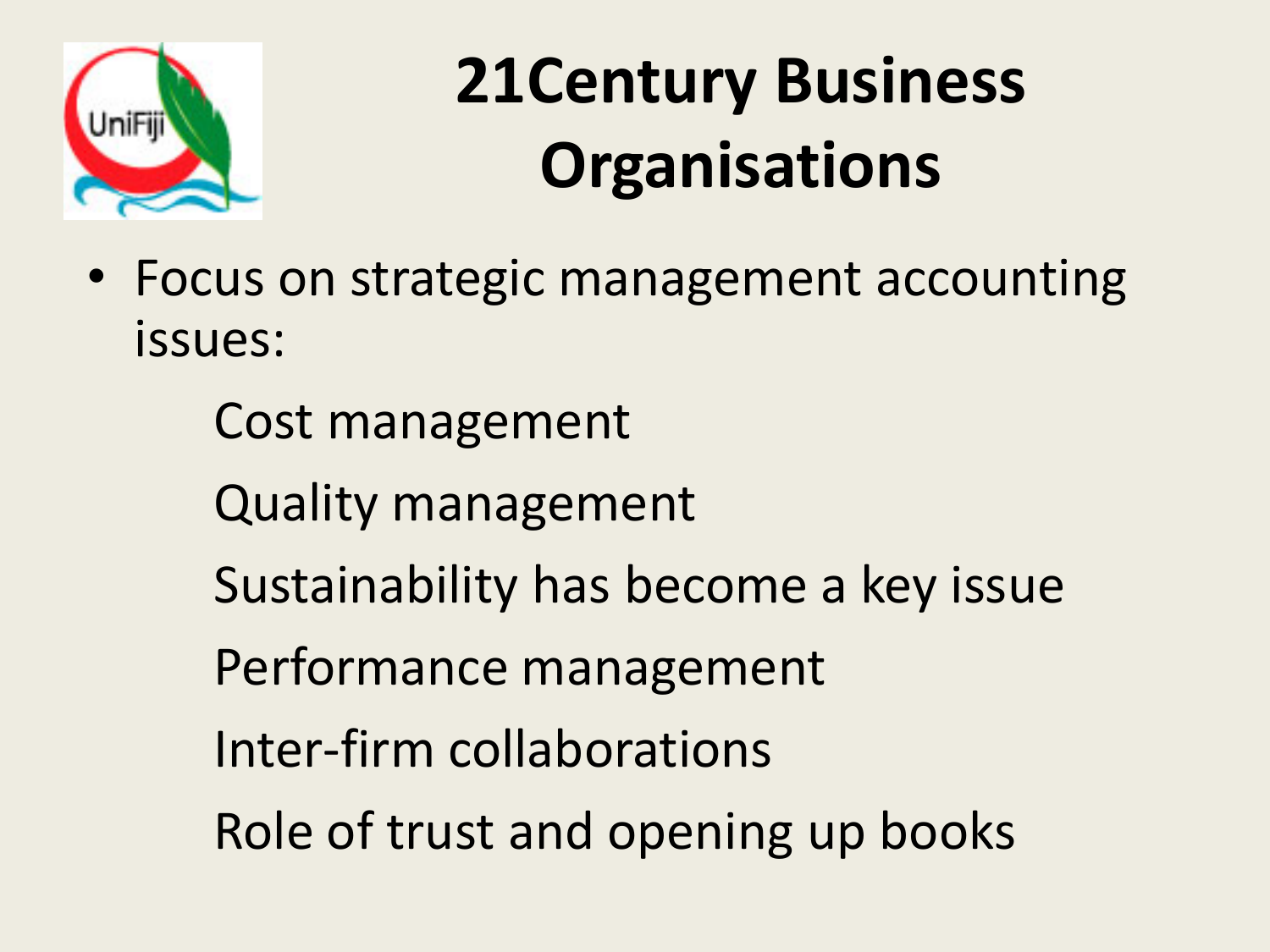# 21Century Business Organisations

- Focus on strategic management accounting issues:
  - Cost management
  - Quality management
  - Sustainability has become a key issue
  - Performance management
  - Inter-firm collaborations
  - Role of trust and opening up books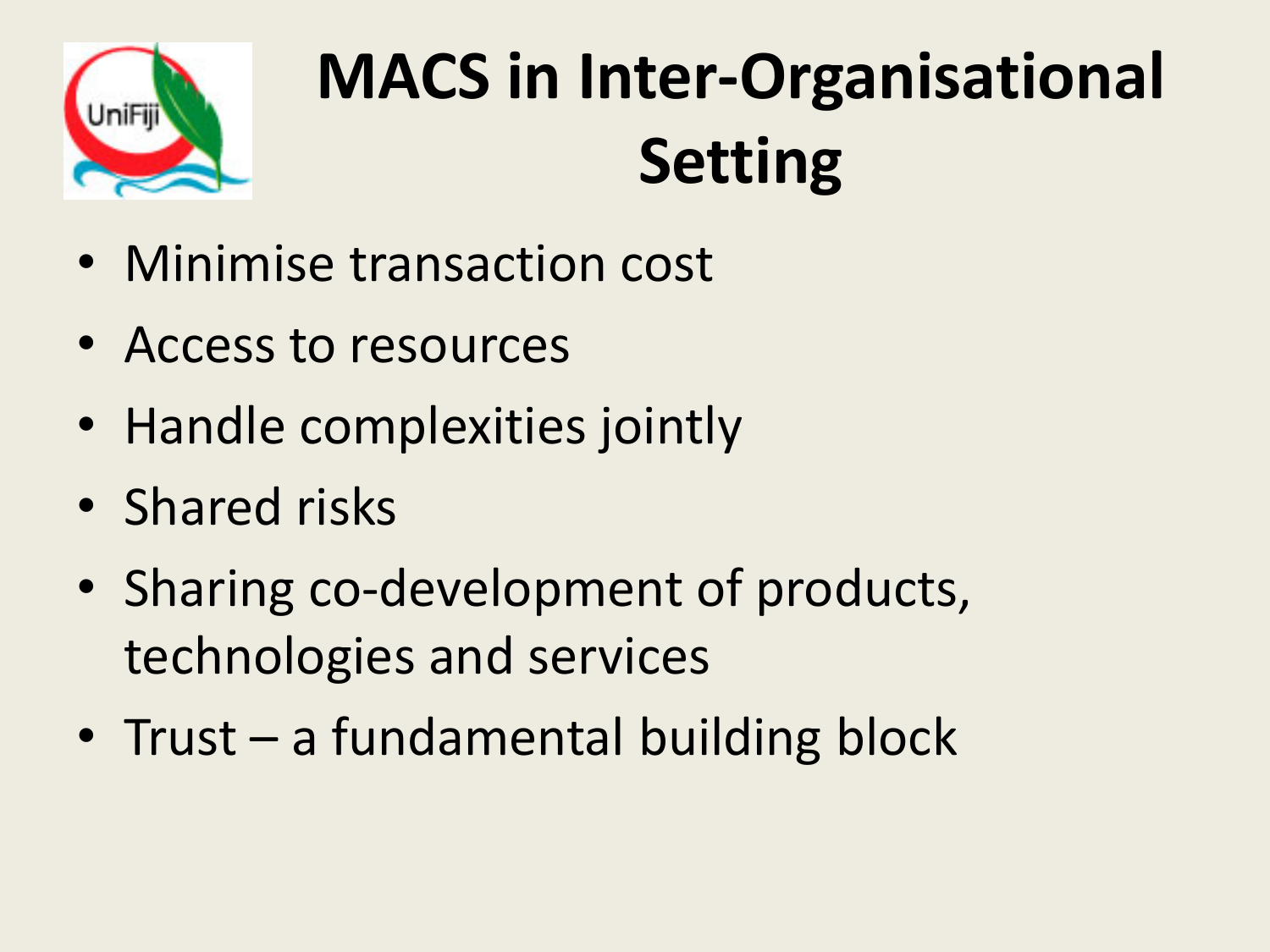# MACS in Inter-Organisational Setting

- Minimise transaction cost
- Access to resources
- Handle complexities jointly
- Shared risks
- Sharing co-development of products, technologies and services
- Trust – a fundamental building block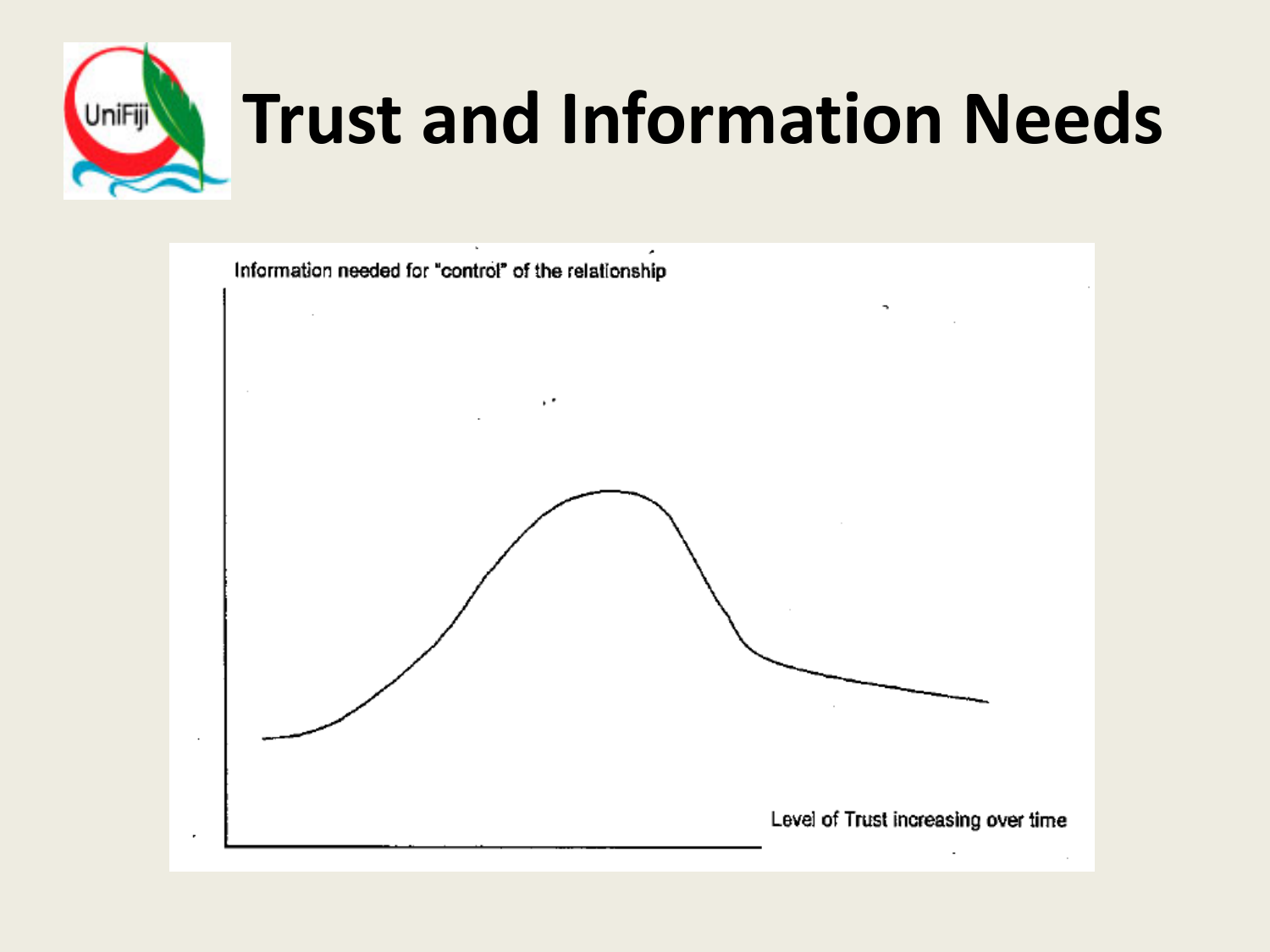# Trust and Information Needs

Information needed for "control" of the relationship

Level of Trust increasing over time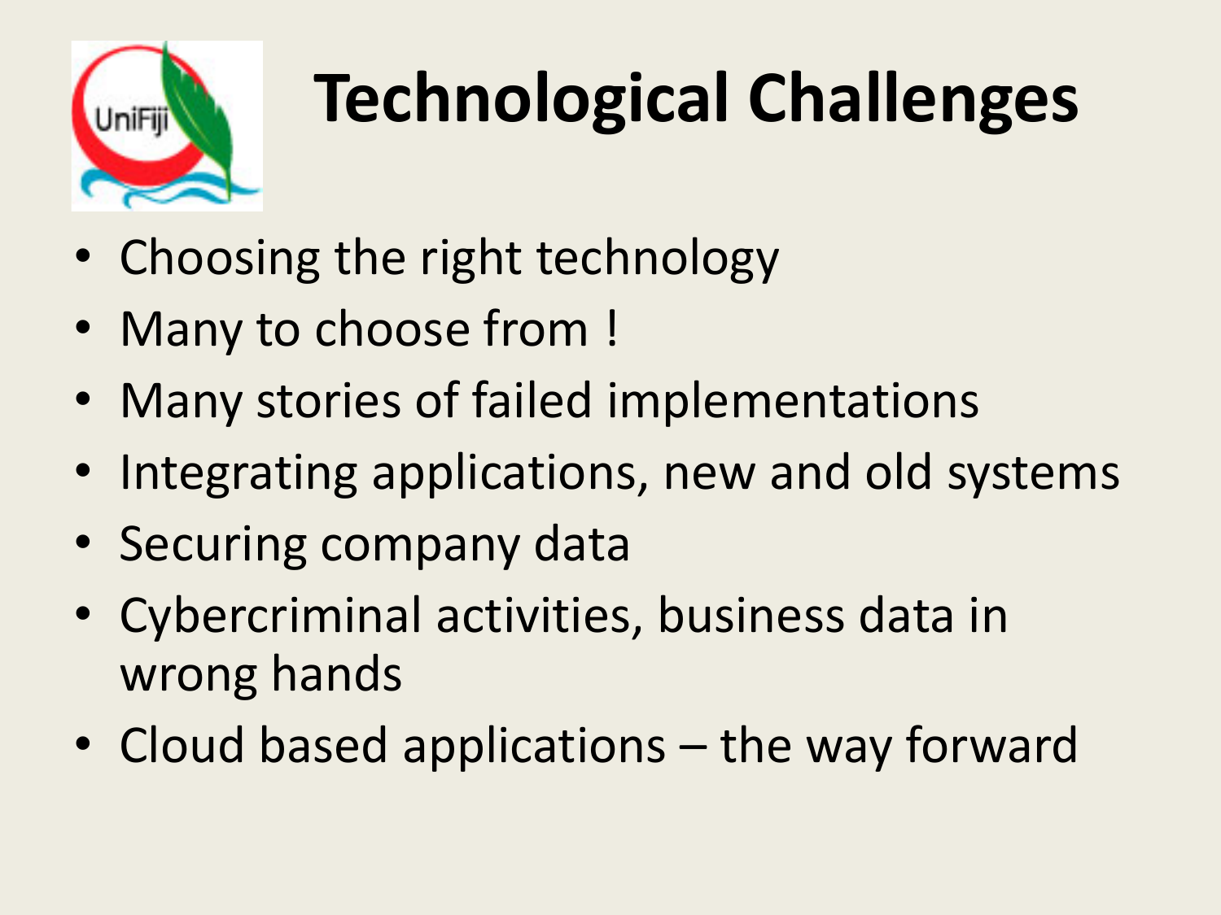# Technological Challenges

- Choosing the right technology
- Many to choose from !
- Many stories of failed implementations
- Integrating applications, new and old systems
- Securing company data
- Cybercriminal activities, business data in wrong hands
- Cloud based applications – the way forward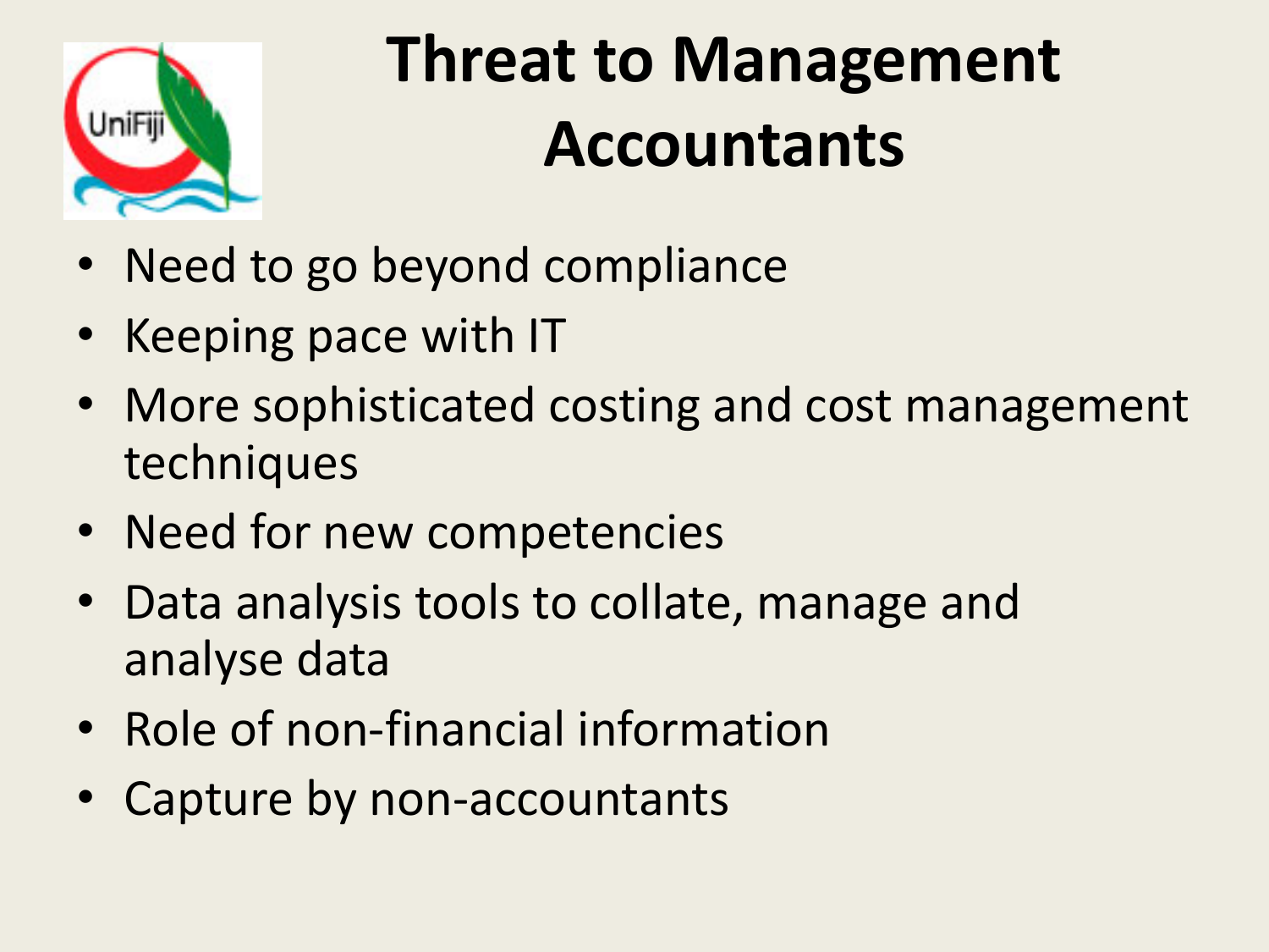# Threat to Management Accountants

- Need to go beyond compliance
- Keeping pace with IT
- More sophisticated costing and cost management techniques
- Need for new competencies
- Data analysis tools to collate, manage and analyse data
- Role of non-financial information
- Capture by non-accountants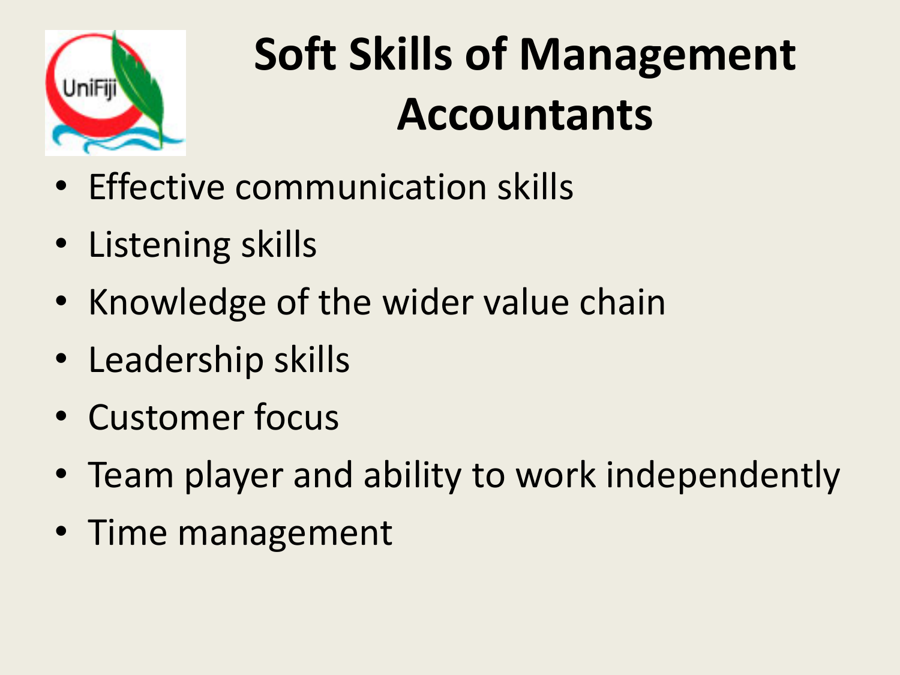# Soft Skills of Management Accountants

- Effective communication skills
- Listening skills
- Knowledge of the wider value chain
- Leadership skills
- Customer focus
- Team player and ability to work independently
- Time management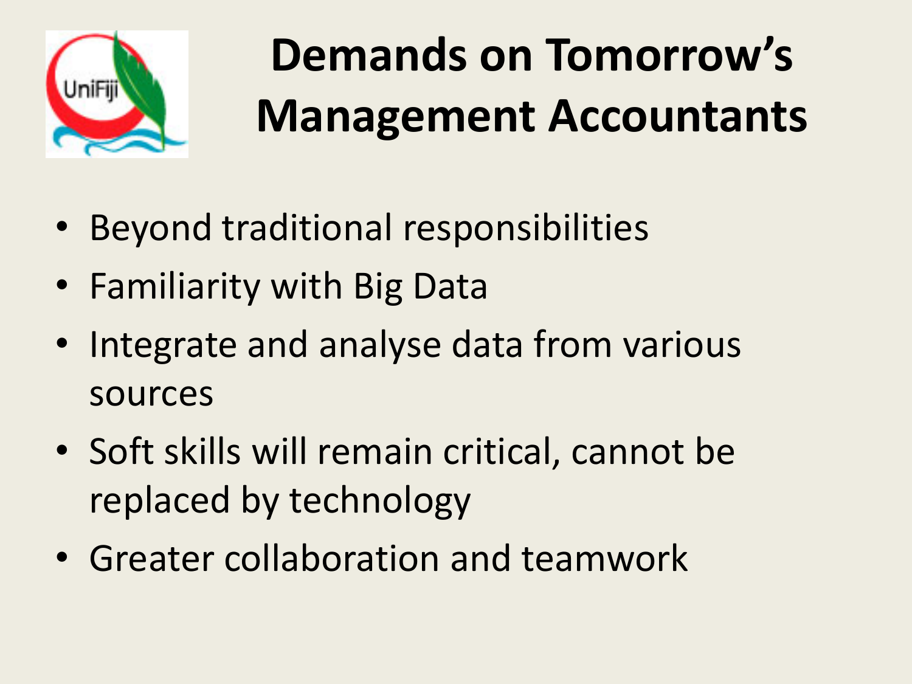# Demands on Tomorrow's Management Accountants

- Beyond traditional responsibilities
- Familiarity with Big Data
- Integrate and analyse data from various sources
- Soft skills will remain critical, cannot be replaced by technology
- Greater collaboration and teamwork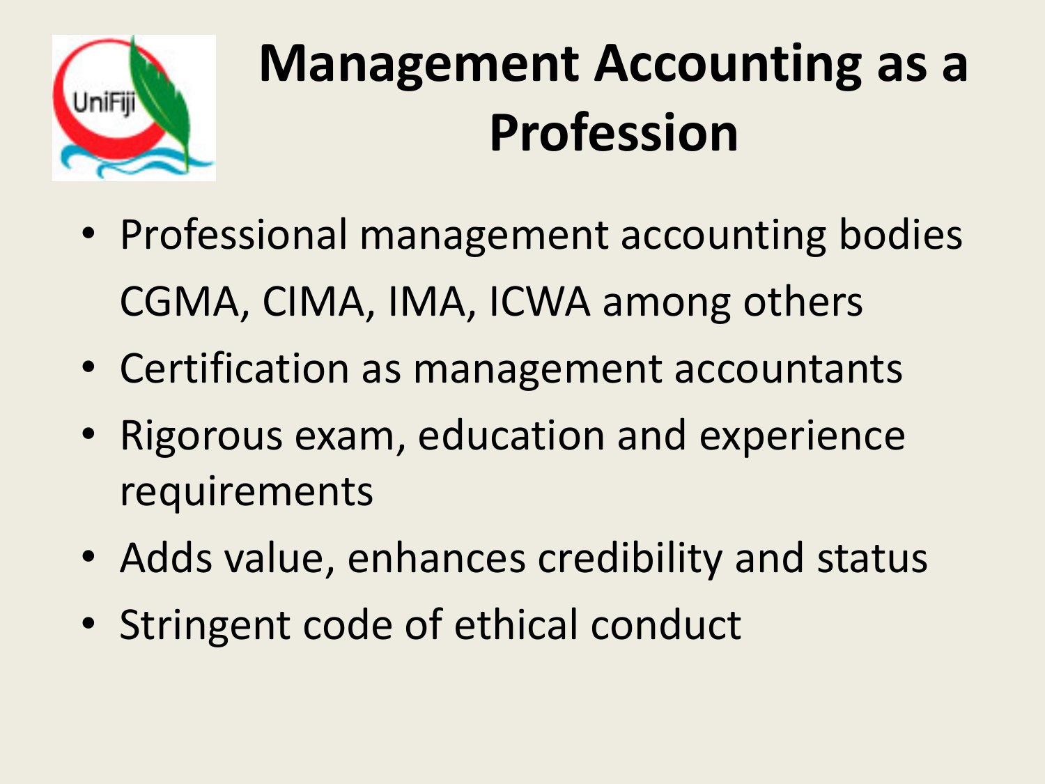# Management Accounting as a Profession

- Professional management accounting bodies CGMA, CIMA, IMA, ICWA among others
- Certification as management accountants
- Rigorous exam, education and experience requirements
- Adds value, enhances credibility and status
- Stringent code of ethical conduct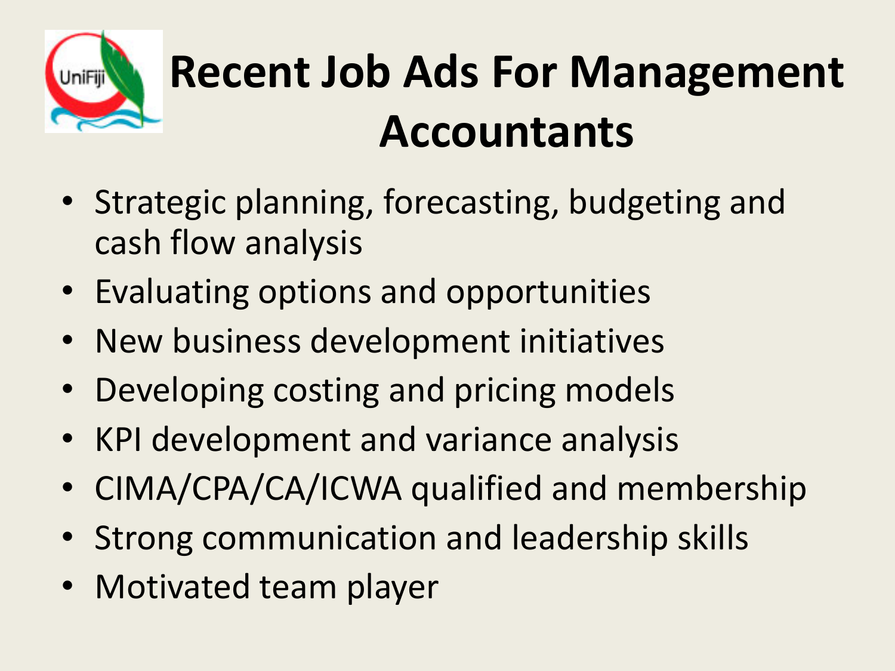# Recent Job Ads For Management Accountants

- Strategic planning, forecasting, budgeting and cash flow analysis
- Evaluating options and opportunities
- New business development initiatives
- Developing costing and pricing models
- KPI development and variance analysis
- CIMA/CPA/CA/ICWA qualified and membership
- Strong communication and leadership skills
- Motivated team player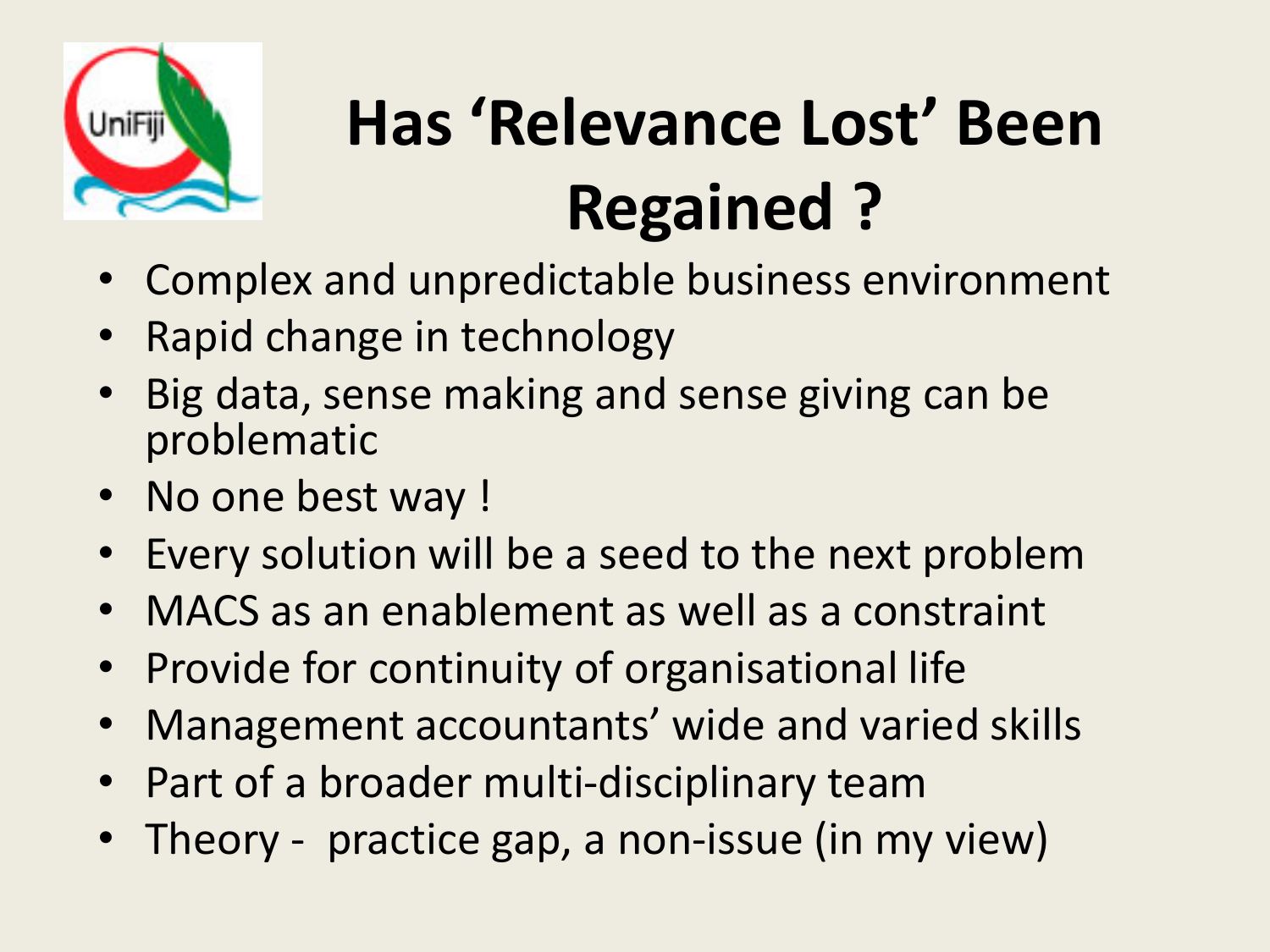# Has 'Relevance Lost' Been Regained ?

- Complex and unpredictable business environment
- Rapid change in technology
- Big data, sense making and sense giving can be problematic
- No one best way !
- Every solution will be a seed to the next problem
- MACS as an enablement as well as a constraint
- Provide for continuity of organisational life
- Management accountants' wide and varied skills
- Part of a broader multi-disciplinary team
- Theory - practice gap, a non-issue (in my view)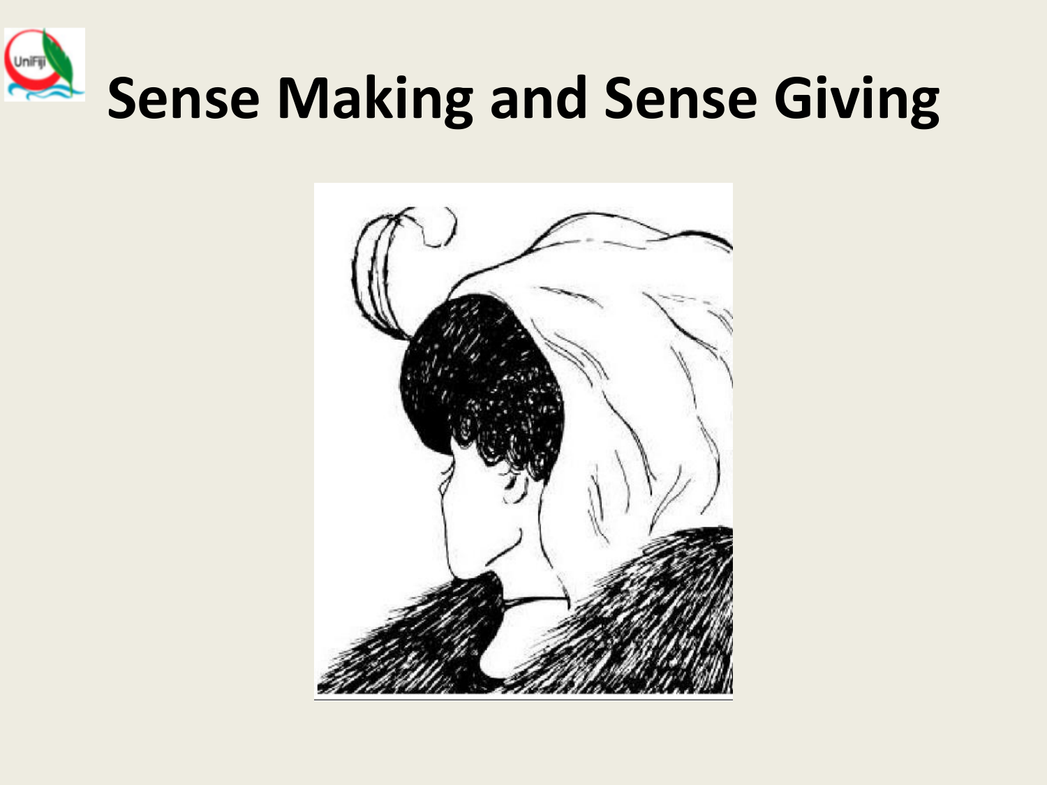# Sense Making and Sense Giving